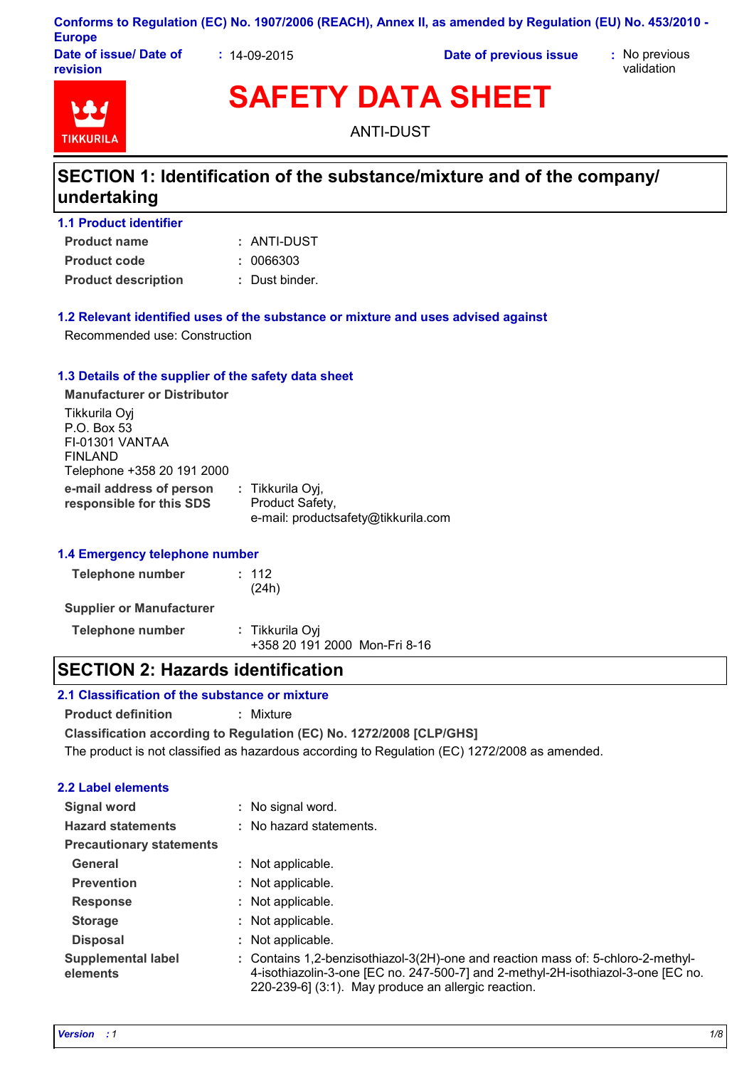Conforms to Regulation (EC) No. 1907/2006 (REACH), Annex II, as amended by Regulation (EU) No. 453/2010 - Europe

**Date of issue/ Date of revision** : 14-09-2015 **Date of previous issue** : No previous validation

# SAFETY DATA SHEET

ANTI-DUST

## SECTION 1: Identification of the substance/mixture and of the company/ undertaking

### 1.1 Product identifier

**Product name** : ANTI-DUST

**Product code** : 0066303

**Product description** : Dust binder.

### 1.2 Relevant identified uses of the substance or mixture and uses advised against

Recommended use: Construction

### 1.3 Details of the supplier of the safety data sheet

**Manufacturer or Distributor**

Tikkurila Oyj
P.O. Box 53
FI-01301 VANTAA
FINLAND
Telephone +358 20 191 2000

**e-mail address of person responsible for this SDS** : Tikkurila Oyj, Product Safety, e-mail: productsafety@tikkurila.com

### 1.4 Emergency telephone number

**Telephone number** : 112 (24h)

**Supplier or Manufacturer**

**Telephone number** : Tikkurila Oyj +358 20 191 2000 Mon-Fri 8-16

## SECTION 2: Hazards identification

### 2.1 Classification of the substance or mixture

**Product definition** : Mixture

**Classification according to Regulation (EC) No. 1272/2008 [CLP/GHS]**

The product is not classified as hazardous according to Regulation (EC) 1272/2008 as amended.

### 2.2 Label elements

**Signal word** : No signal word.

**Hazard statements** : No hazard statements.

**Precautionary statements**

**General** : Not applicable.

**Prevention** : Not applicable.

**Response** : Not applicable.

**Storage** : Not applicable.

**Disposal** : Not applicable.

**Supplemental label elements** : Contains 1,2-benzisothiazol-3(2H)-one and reaction mass of: 5-chloro-2-methyl-4-isothiazolin-3-one [EC no. 247-500-7] and 2-methyl-2H-isothiazol-3-one [EC no. 220-239-6] (3:1). May produce an allergic reaction.

*Version : 1*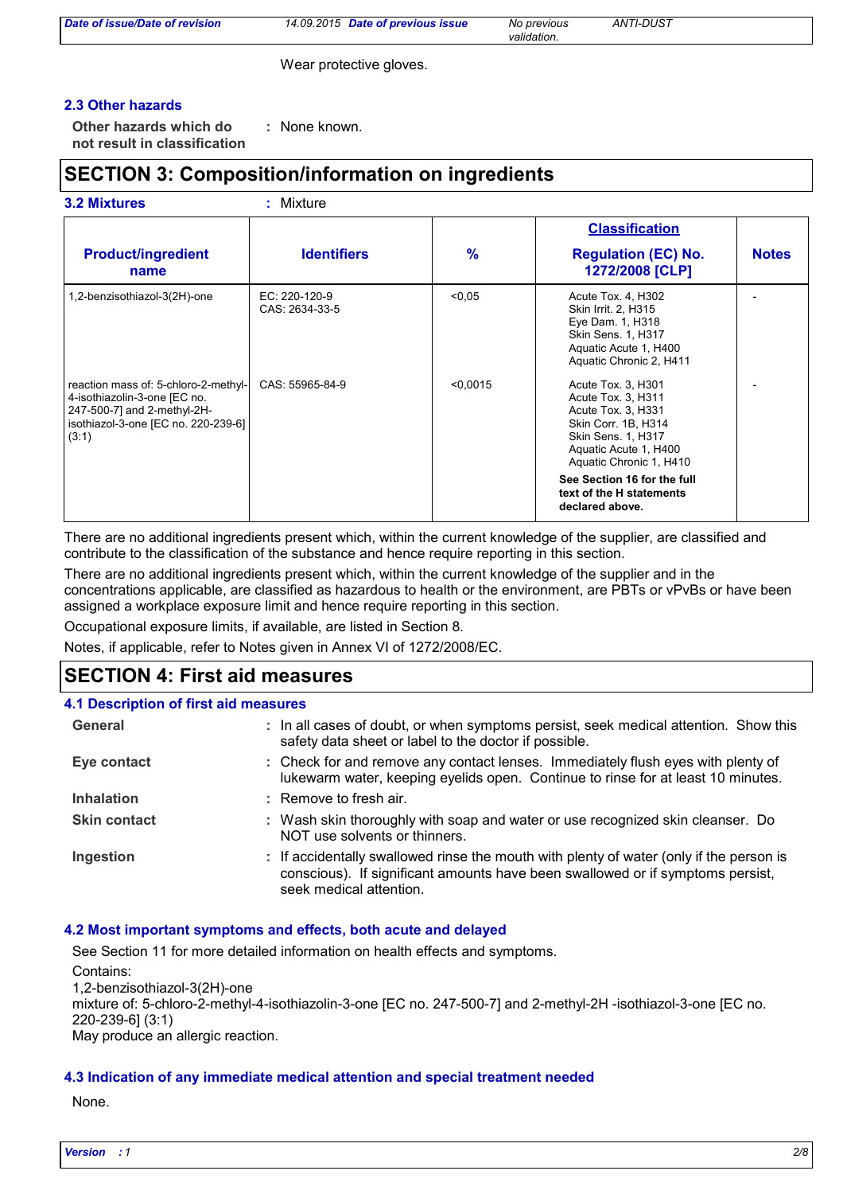Wear protective gloves.

### 2.3 Other hazards

**Other hazards which do not result in classification** : None known.

## SECTION 3: Composition/information on ingredients

**3.2 Mixtures** : Mixture

| Product/ingredient name | Identifiers | % | Classification Regulation (EC) No. 1272/2008 [CLP] | Notes |
|---|---|---|---|---|
| 1,2-benzisothiazol-3(2H)-one | EC: 220-120-9<br>CAS: 2634-33-5 | <0,05 | Acute Tox. 4, H302<br>Skin Irrit. 2, H315<br>Eye Dam. 1, H318<br>Skin Sens. 1, H317<br>Aquatic Acute 1, H400<br>Aquatic Chronic 2, H411 | - |
| reaction mass of: 5-chloro-2-methyl-4-isothiazolin-3-one [EC no. 247-500-7] and 2-methyl-2H-isothiazol-3-one [EC no. 220-239-6] (3:1) | CAS: 55965-84-9 | <0,0015 | Acute Tox. 3, H301<br>Acute Tox. 3, H311<br>Acute Tox. 3, H331<br>Skin Corr. 1B, H314<br>Skin Sens. 1, H317<br>Aquatic Acute 1, H400<br>Aquatic Chronic 1, H410<br>**See Section 16 for the full text of the H statements declared above.** | - |

There are no additional ingredients present which, within the current knowledge of the supplier, are classified and contribute to the classification of the substance and hence require reporting in this section.

There are no additional ingredients present which, within the current knowledge of the supplier and in the concentrations applicable, are classified as hazardous to health or the environment, are PBTs or vPvBs or have been assigned a workplace exposure limit and hence require reporting in this section.

Occupational exposure limits, if available, are listed in Section 8.

Notes, if applicable, refer to Notes given in Annex VI of 1272/2008/EC.

## SECTION 4: First aid measures

### 4.1 Description of first aid measures

**General** : In all cases of doubt, or when symptoms persist, seek medical attention. Show this safety data sheet or label to the doctor if possible.

**Eye contact** : Check for and remove any contact lenses. Immediately flush eyes with plenty of lukewarm water, keeping eyelids open. Continue to rinse for at least 10 minutes.

**Inhalation** : Remove to fresh air.

**Skin contact** : Wash skin thoroughly with soap and water or use recognized skin cleanser. Do NOT use solvents or thinners.

**Ingestion** : If accidentally swallowed rinse the mouth with plenty of water (only if the person is conscious). If significant amounts have been swallowed or if symptoms persist, seek medical attention.

### 4.2 Most important symptoms and effects, both acute and delayed

See Section 11 for more detailed information on health effects and symptoms.

Contains:
1,2-benzisothiazol-3(2H)-one
mixture of: 5-chloro-2-methyl-4-isothiazolin-3-one [EC no. 247-500-7] and 2-methyl-2H -isothiazol-3-one [EC no. 220-239-6] (3:1)
May produce an allergic reaction.

### 4.3 Indication of any immediate medical attention and special treatment needed

None.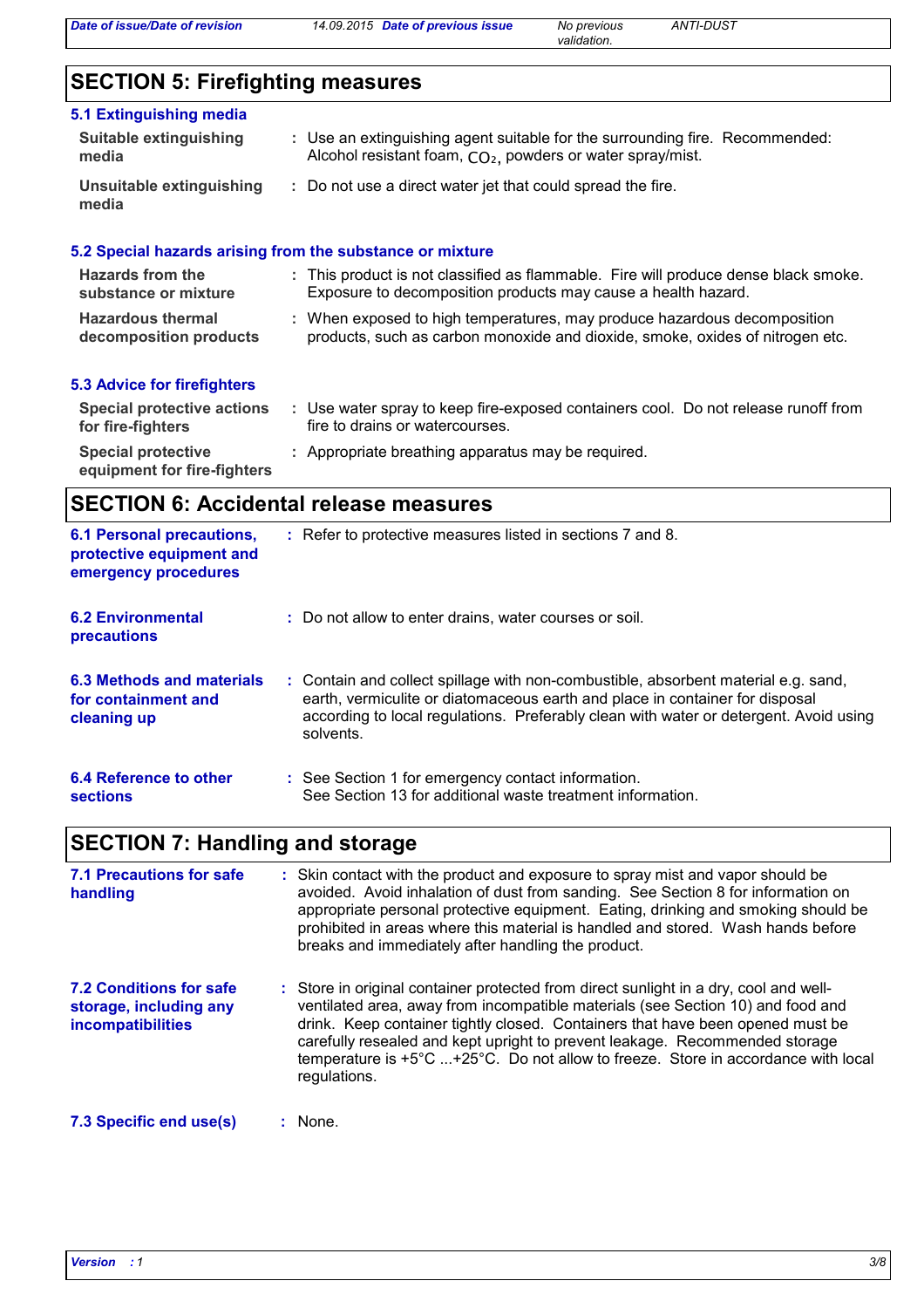## SECTION 5: Firefighting measures

### 5.1 Extinguishing media

| | |
|---|---|
| **Suitable extinguishing media** | Use an extinguishing agent suitable for the surrounding fire. Recommended: Alcohol resistant foam, $CO_2$, powders or water spray/mist. |
| **Unsuitable extinguishing media** | Do not use a direct water jet that could spread the fire. |

### 5.2 Special hazards arising from the substance or mixture

| | |
|---|---|
| **Hazards from the substance or mixture** | This product is not classified as flammable. Fire will produce dense black smoke. Exposure to decomposition products may cause a health hazard. |
| **Hazardous thermal decomposition products** | When exposed to high temperatures, may produce hazardous decomposition products, such as carbon monoxide and dioxide, smoke, oxides of nitrogen etc. |

### 5.3 Advice for firefighters

| | |
|---|---|
| **Special protective actions for fire-fighters** | Use water spray to keep fire-exposed containers cool. Do not release runoff from fire to drains or watercourses. |
| **Special protective equipment for fire-fighters** | Appropriate breathing apparatus may be required. |

## SECTION 6: Accidental release measures

| | |
|---|---|
| **6.1 Personal precautions, protective equipment and emergency procedures** | Refer to protective measures listed in sections 7 and 8. |
| **6.2 Environmental precautions** | Do not allow to enter drains, water courses or soil. |
| **6.3 Methods and materials for containment and cleaning up** | Contain and collect spillage with non-combustible, absorbent material e.g. sand, earth, vermiculite or diatomaceous earth and place in container for disposal according to local regulations. Preferably clean with water or detergent. Avoid using solvents. |
| **6.4 Reference to other sections** | See Section 1 for emergency contact information.<br>See Section 13 for additional waste treatment information. |

## SECTION 7: Handling and storage

| | |
|---|---|
| **7.1 Precautions for safe handling** | Skin contact with the product and exposure to spray mist and vapor should be avoided. Avoid inhalation of dust from sanding. See Section 8 for information on appropriate personal protective equipment. Eating, drinking and smoking should be prohibited in areas where this material is handled and stored. Wash hands before breaks and immediately after handling the product. |
| **7.2 Conditions for safe storage, including any incompatibilities** | Store in original container protected from direct sunlight in a dry, cool and well-ventilated area, away from incompatible materials (see Section 10) and food and drink. Keep container tightly closed. Containers that have been opened must be carefully resealed and kept upright to prevent leakage. Recommended storage temperature is +5°C ...+25°C. Do not allow to freeze. Store in accordance with local regulations. |
| **7.3 Specific end use(s)** | None. |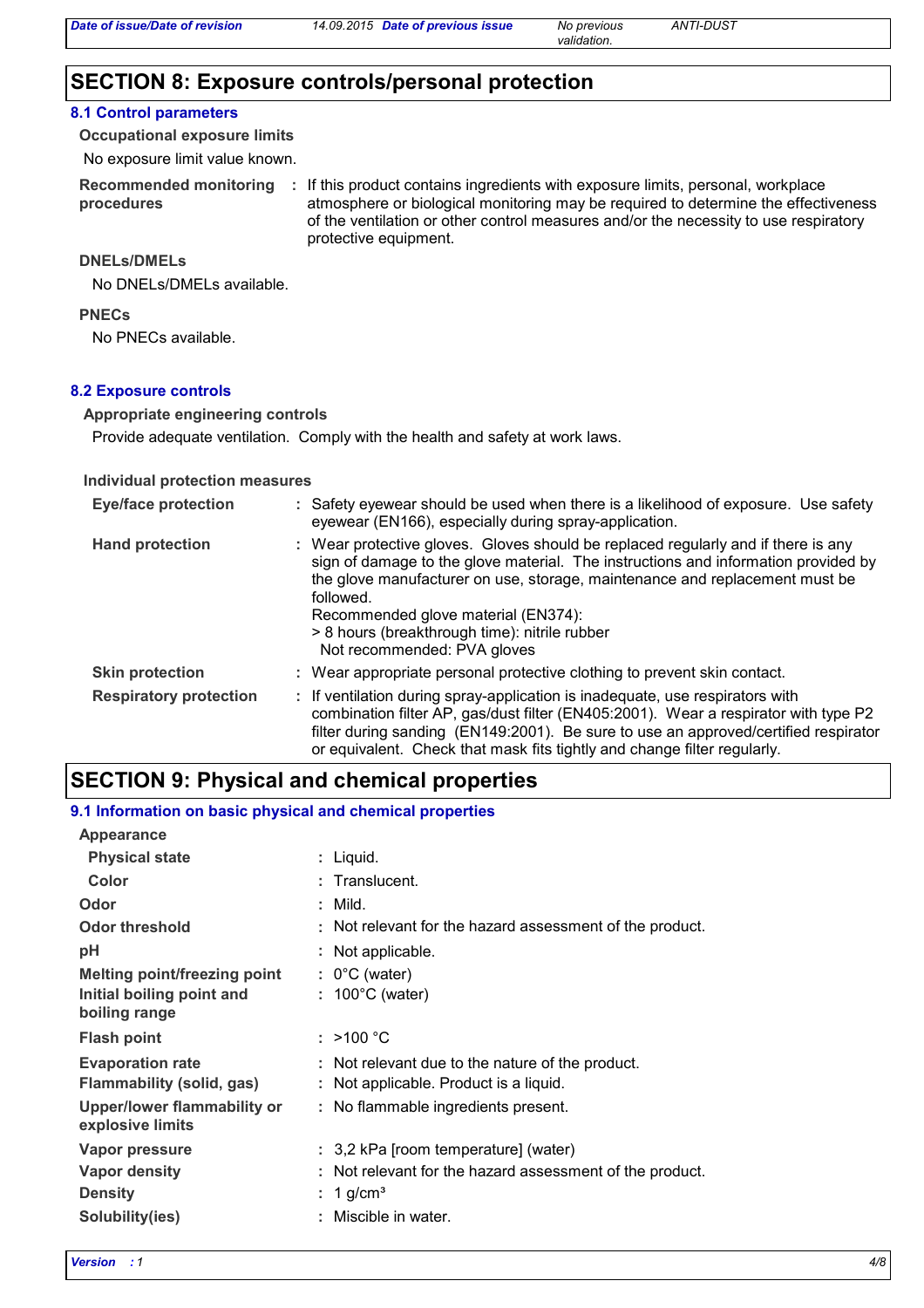# SECTION 8: Exposure controls/personal protection

## 8.1 Control parameters

**Occupational exposure limits**

No exposure limit value known.

**Recommended monitoring procedures** : If this product contains ingredients with exposure limits, personal, workplace atmosphere or biological monitoring may be required to determine the effectiveness of the ventilation or other control measures and/or the necessity to use respiratory protective equipment.

**DNELs/DMELs**

No DNELs/DMELs available.

**PNECs**

No PNECs available.

## 8.2 Exposure controls

**Appropriate engineering controls**

Provide adequate ventilation. Comply with the health and safety at work laws.

**Individual protection measures**

**Eye/face protection** : Safety eyewear should be used when there is a likelihood of exposure. Use safety eyewear (EN166), especially during spray-application.

**Hand protection** : Wear protective gloves. Gloves should be replaced regularly and if there is any sign of damage to the glove material. The instructions and information provided by the glove manufacturer on use, storage, maintenance and replacement must be followed.
Recommended glove material (EN374):
> 8 hours (breakthrough time): nitrile rubber
Not recommended: PVA gloves

**Skin protection** : Wear appropriate personal protective clothing to prevent skin contact.

**Respiratory protection** : If ventilation during spray-application is inadequate, use respirators with combination filter AP, gas/dust filter (EN405:2001). Wear a respirator with type P2 filter during sanding (EN149:2001). Be sure to use an approved/certified respirator or equivalent. Check that mask fits tightly and change filter regularly.

# SECTION 9: Physical and chemical properties

## 9.1 Information on basic physical and chemical properties

**Appearance**

| Property | Value |
|---|---|
| **Physical state** | Liquid. |
| **Color** | Translucent. |
| **Odor** | Mild. |
| **Odor threshold** | Not relevant for the hazard assessment of the product. |
| **pH** | Not applicable. |
| **Melting point/freezing point** | 0°C (water) |
| **Initial boiling point and boiling range** | 100°C (water) |
| **Flash point** | >100 °C |
| **Evaporation rate** | Not relevant due to the nature of the product. |
| **Flammability (solid, gas)** | Not applicable. Product is a liquid. |
| **Upper/lower flammability or explosive limits** | No flammable ingredients present. |
| **Vapor pressure** | 3,2 kPa [room temperature] (water) |
| **Vapor density** | Not relevant for the hazard assessment of the product. |
| **Density** | 1 g/cm³ |
| **Solubility(ies)** | Miscible in water. |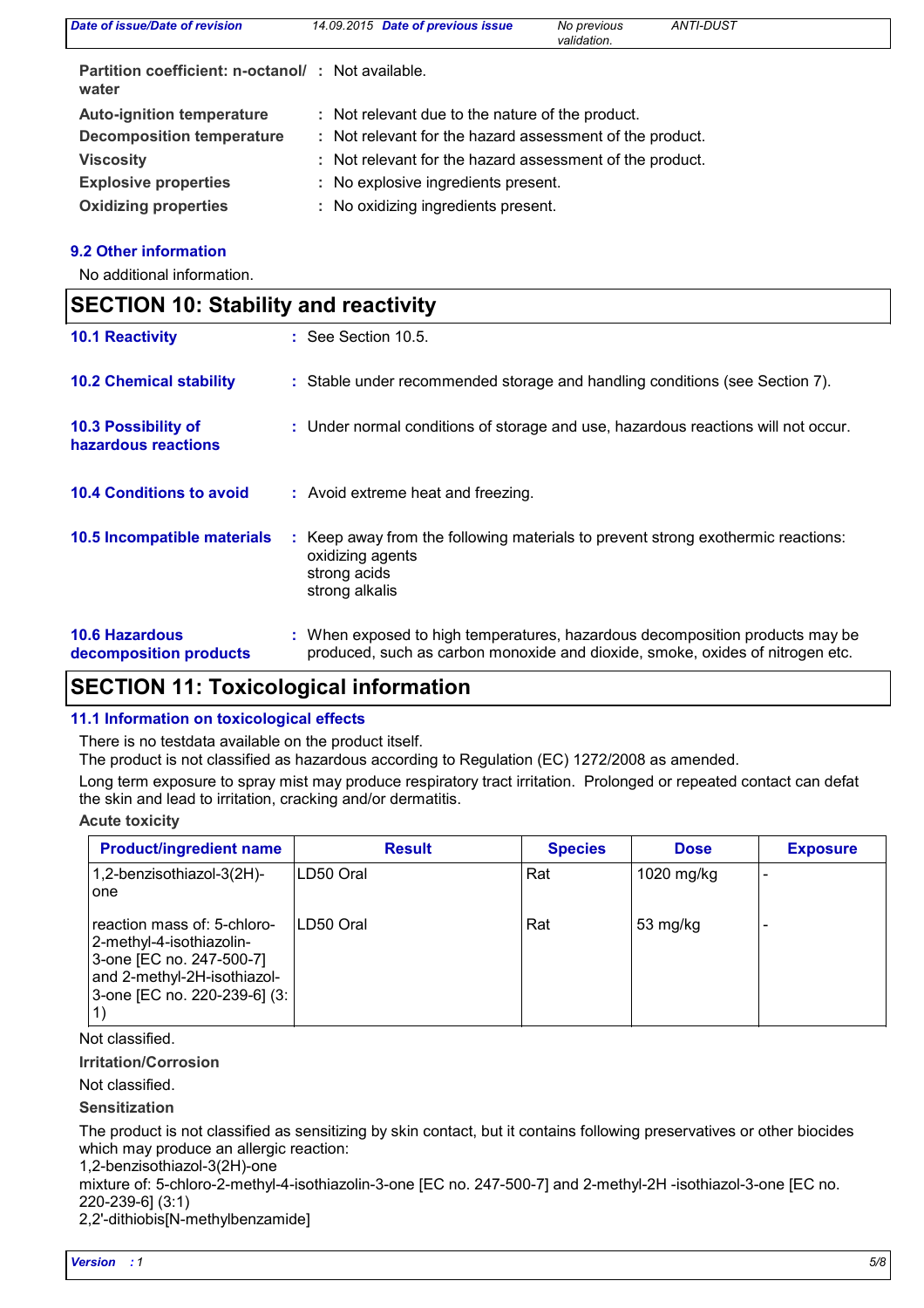| | | |
|---|---|---|
| **Partition coefficient: n-octanol/ water** | : | Not available. |
| **Auto-ignition temperature** | : | Not relevant due to the nature of the product. |
| **Decomposition temperature** | : | Not relevant for the hazard assessment of the product. |
| **Viscosity** | : | Not relevant for the hazard assessment of the product. |
| **Explosive properties** | : | No explosive ingredients present. |
| **Oxidizing properties** | : | No oxidizing ingredients present. |

### 9.2 Other information

No additional information.

## SECTION 10: Stability and reactivity

**10.1 Reactivity** : See Section 10.5.

**10.2 Chemical stability** : Stable under recommended storage and handling conditions (see Section 7).

**10.3 Possibility of hazardous reactions** : Under normal conditions of storage and use, hazardous reactions will not occur.

**10.4 Conditions to avoid** : Avoid extreme heat and freezing.

**10.5 Incompatible materials** : Keep away from the following materials to prevent strong exothermic reactions:
oxidizing agents
strong acids
strong alkalis

**10.6 Hazardous decomposition products** : When exposed to high temperatures, hazardous decomposition products may be produced, such as carbon monoxide and dioxide, smoke, oxides of nitrogen etc.

## SECTION 11: Toxicological information

### 11.1 Information on toxicological effects

There is no testdata available on the product itself.
The product is not classified as hazardous according to Regulation (EC) 1272/2008 as amended.

Long term exposure to spray mist may produce respiratory tract irritation. Prolonged or repeated contact can defat the skin and lead to irritation, cracking and/or dermatitis.

**Acute toxicity**

| Product/ingredient name | Result | Species | Dose | Exposure |
|---|---|---|---|---|
| 1,2-benzisothiazol-3(2H)-one | LD50 Oral | Rat | 1020 mg/kg | - |
| reaction mass of: 5-chloro-2-methyl-4-isothiazolin-3-one [EC no. 247-500-7] and 2-methyl-2H-isothiazol-3-one [EC no. 220-239-6] (3:1) | LD50 Oral | Rat | 53 mg/kg | - |

Not classified.

**Irritation/Corrosion**

Not classified.

**Sensitization**

The product is not classified as sensitizing by skin contact, but it contains following preservatives or other biocides which may produce an allergic reaction:
1,2-benzisothiazol-3(2H)-one
mixture of: 5-chloro-2-methyl-4-isothiazolin-3-one [EC no. 247-500-7] and 2-methyl-2H -isothiazol-3-one [EC no. 220-239-6] (3:1)
2,2'-dithiobis[N-methylbenzamide]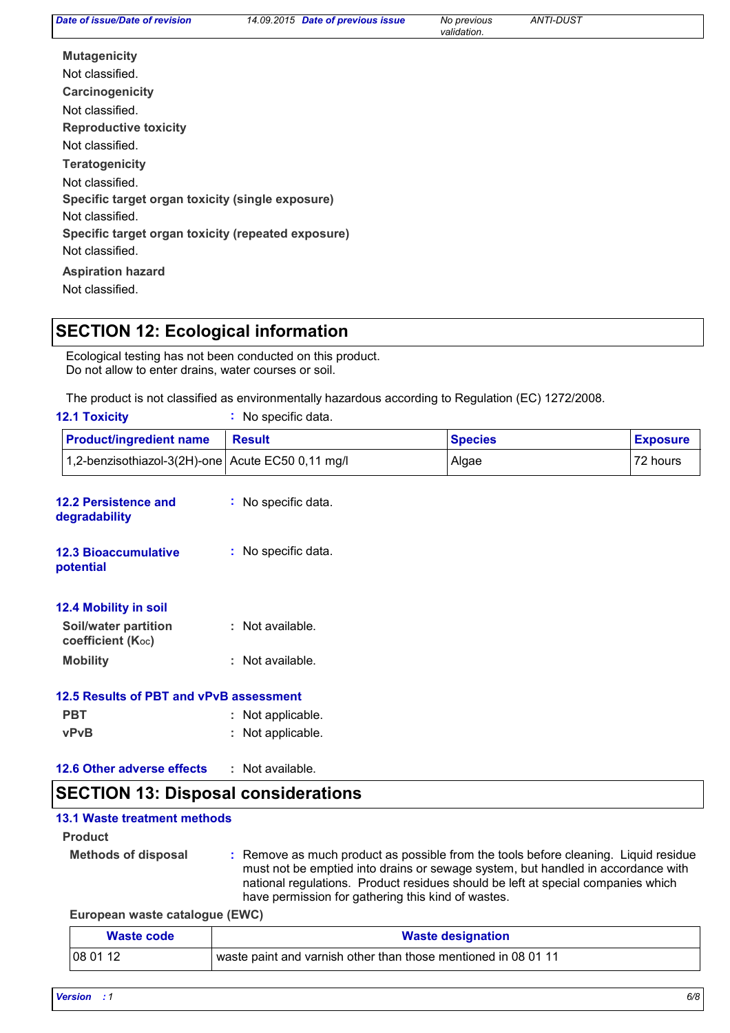**Mutagenicity**

Not classified.

**Carcinogenicity**

Not classified.

**Reproductive toxicity**

Not classified.

**Teratogenicity**

Not classified.

**Specific target organ toxicity (single exposure)**

Not classified.

**Specific target organ toxicity (repeated exposure)**

Not classified.

**Aspiration hazard**

Not classified.

## SECTION 12: Ecological information

Ecological testing has not been conducted on this product.
Do not allow to enter drains, water courses or soil.

The product is not classified as environmentally hazardous according to Regulation (EC) 1272/2008.

**12.1 Toxicity** : No specific data.

| Product/ingredient name | Result | Species | Exposure |
|---|---|---|---|
| 1,2-benzisothiazol-3(2H)-one | Acute EC50 0,11 mg/l | Algae | 72 hours |

**12.2 Persistence and degradability** : No specific data.

**12.3 Bioaccumulative potential** : No specific data.

**12.4 Mobility in soil**

**Soil/water partition coefficient ($K_{OC}$)** : Not available.

**Mobility** : Not available.

**12.5 Results of PBT and vPvB assessment**

**PBT** : Not applicable.

**vPvB** : Not applicable.

**12.6 Other adverse effects** : Not available.

## SECTION 13: Disposal considerations

**13.1 Waste treatment methods**

**Product**

**Methods of disposal** : Remove as much product as possible from the tools before cleaning. Liquid residue must not be emptied into drains or sewage system, but handled in accordance with national regulations. Product residues should be left at special companies which have permission for gathering this kind of wastes.

**European waste catalogue (EWC)**

| Waste code | Waste designation |
|---|---|
| 08 01 12 | waste paint and varnish other than those mentioned in 08 01 11 |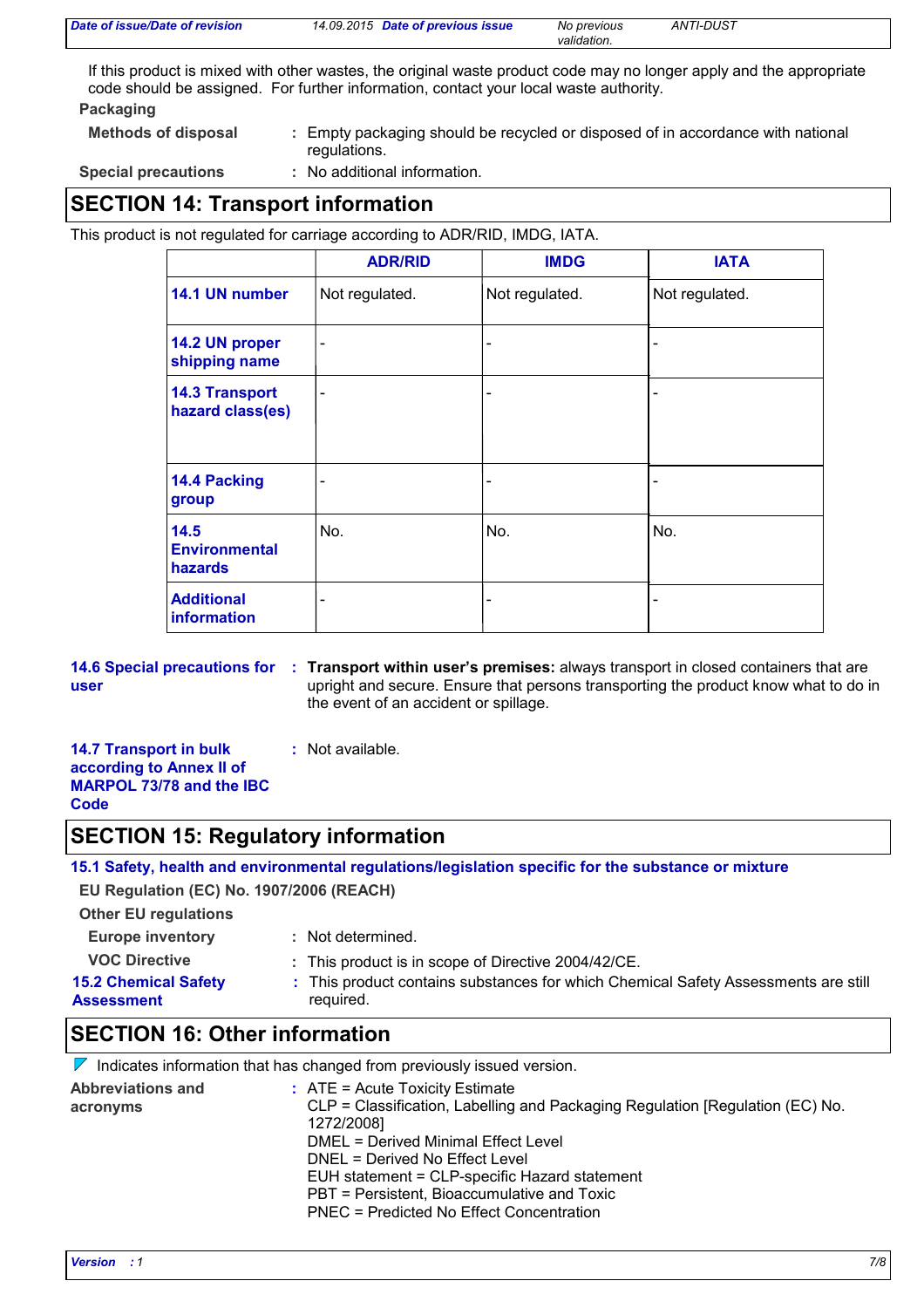If this product is mixed with other wastes, the original waste product code may no longer apply and the appropriate code should be assigned. For further information, contact your local waste authority.

**Packaging**

**Methods of disposal** : Empty packaging should be recycled or disposed of in accordance with national regulations.

**Special precautions** : No additional information.

## SECTION 14: Transport information

This product is not regulated for carriage according to ADR/RID, IMDG, IATA.

| | ADR/RID | IMDG | IATA |
|---|---|---|---|
| **14.1 UN number** | Not regulated. | Not regulated. | Not regulated. |
| **14.2 UN proper shipping name** | - | - | - |
| **14.3 Transport hazard class(es)** | - | - | - |
| **14.4 Packing group** | - | - | - |
| **14.5 Environmental hazards** | No. | No. | No. |
| **Additional information** | - | - | - |

**14.6 Special precautions for user** : **Transport within user's premises:** always transport in closed containers that are upright and secure. Ensure that persons transporting the product know what to do in the event of an accident or spillage.

**14.7 Transport in bulk according to Annex II of MARPOL 73/78 and the IBC Code** : Not available.

## SECTION 15: Regulatory information

**15.1 Safety, health and environmental regulations/legislation specific for the substance or mixture**

**EU Regulation (EC) No. 1907/2006 (REACH)**

**Other EU regulations**

**Europe inventory** : Not determined.

**VOC Directive** : This product is in scope of Directive 2004/42/CE.

**15.2 Chemical Safety Assessment** : This product contains substances for which Chemical Safety Assessments are still required.

## SECTION 16: Other information

Indicates information that has changed from previously issued version.

**Abbreviations and acronyms** : ATE = Acute Toxicity Estimate
CLP = Classification, Labelling and Packaging Regulation [Regulation (EC) No. 1272/2008]
DMEL = Derived Minimal Effect Level
DNEL = Derived No Effect Level
EUH statement = CLP-specific Hazard statement
PBT = Persistent, Bioaccumulative and Toxic
PNEC = Predicted No Effect Concentration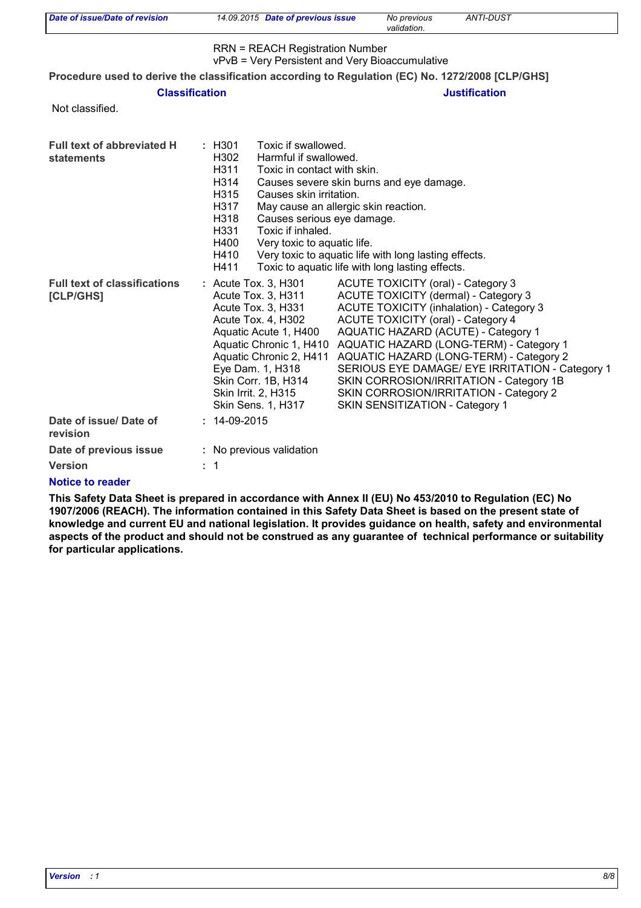RRN = REACH Registration Number
vPvB = Very Persistent and Very Bioaccumulative

**Procedure used to derive the classification according to Regulation (EC) No. 1272/2008 [CLP/GHS]**

| Classification | Justification |
| --- | --- |
| Not classified. | |

**Full text of abbreviated H statements** :

| | |
| --- | --- |
| H301 | Toxic if swallowed. |
| H302 | Harmful if swallowed. |
| H311 | Toxic in contact with skin. |
| H314 | Causes severe skin burns and eye damage. |
| H315 | Causes skin irritation. |
| H317 | May cause an allergic skin reaction. |
| H318 | Causes serious eye damage. |
| H331 | Toxic if inhaled. |
| H400 | Very toxic to aquatic life. |
| H410 | Very toxic to aquatic life with long lasting effects. |
| H411 | Toxic to aquatic life with long lasting effects. |

**Full text of classifications [CLP/GHS]** :

| | |
| --- | --- |
| Acute Tox. 3, H301 | ACUTE TOXICITY (oral) - Category 3 |
| Acute Tox. 3, H311 | ACUTE TOXICITY (dermal) - Category 3 |
| Acute Tox. 3, H331 | ACUTE TOXICITY (inhalation) - Category 3 |
| Acute Tox. 4, H302 | ACUTE TOXICITY (oral) - Category 4 |
| Aquatic Acute 1, H400 | AQUATIC HAZARD (ACUTE) - Category 1 |
| Aquatic Chronic 1, H410 | AQUATIC HAZARD (LONG-TERM) - Category 1 |
| Aquatic Chronic 2, H411 | AQUATIC HAZARD (LONG-TERM) - Category 2 |
| Eye Dam. 1, H318 | SERIOUS EYE DAMAGE/ EYE IRRITATION - Category 1 |
| Skin Corr. 1B, H314 | SKIN CORROSION/IRRITATION - Category 1B |
| Skin Irrit. 2, H315 | SKIN CORROSION/IRRITATION - Category 2 |
| Skin Sens. 1, H317 | SKIN SENSITIZATION - Category 1 |

**Date of issue/ Date of revision** : 14-09-2015

**Date of previous issue** : No previous validation

**Version** : 1

### Notice to reader

**This Safety Data Sheet is prepared in accordance with Annex II (EU) No 453/2010 to Regulation (EC) No 1907/2006 (REACH). The information contained in this Safety Data Sheet is based on the present state of knowledge and current EU and national legislation. It provides guidance on health, safety and environmental aspects of the product and should not be construed as any guarantee of technical performance or suitability for particular applications.**